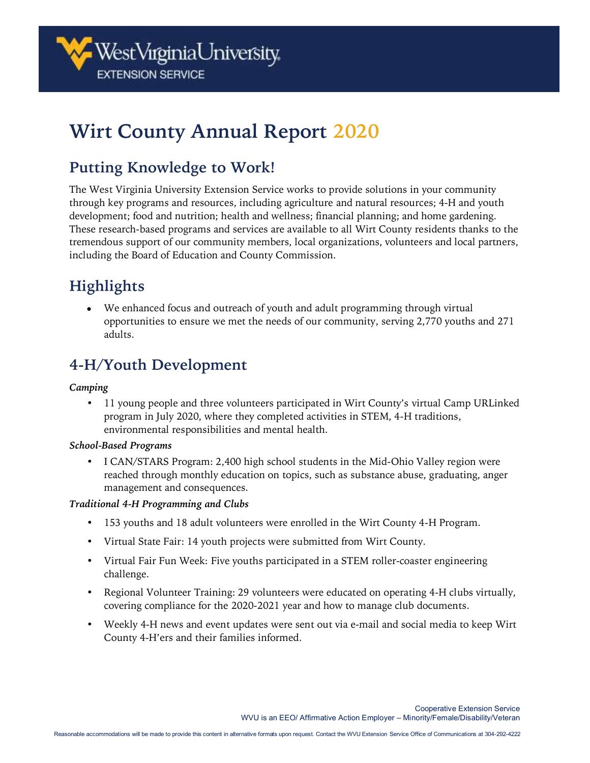# Wirt County Annual Report 2020

## Putting Knowledge to Work!

The West Virginia University Extension Service works to provide solutions in your community through key programs and resources, including agriculture and natural resources; 4-H and youth development; food and nutrition; health and wellness; financial planning; and home gardening. These research-based programs and services are available to all Wirt County residents thanks to the tremendous support of our community members, local organizations, volunteers and local partners, including the Board of Education and County Commission.

## Highlights

- We enhanced focus and outreach of youth and adult programming through virtual opportunities to ensure we met the needs of our community, serving 2,770 youths and 271 adults.

## 4-H/Youth Development

***Camping***

- 11 young people and three volunteers participated in Wirt County's virtual Camp URLinked program in July 2020, where they completed activities in STEM, 4-H traditions, environmental responsibilities and mental health.

***School-Based Programs***

- I CAN/STARS Program: 2,400 high school students in the Mid-Ohio Valley region were reached through monthly education on topics, such as substance abuse, graduating, anger management and consequences.

***Traditional 4-H Programming and Clubs***

- 153 youths and 18 adult volunteers were enrolled in the Wirt County 4-H Program.
- Virtual State Fair: 14 youth projects were submitted from Wirt County.
- Virtual Fair Fun Week: Five youths participated in a STEM roller-coaster engineering challenge.
- Regional Volunteer Training: 29 volunteers were educated on operating 4-H clubs virtually, covering compliance for the 2020-2021 year and how to manage club documents.
- Weekly 4-H news and event updates were sent out via e-mail and social media to keep Wirt County 4-H'ers and their families informed.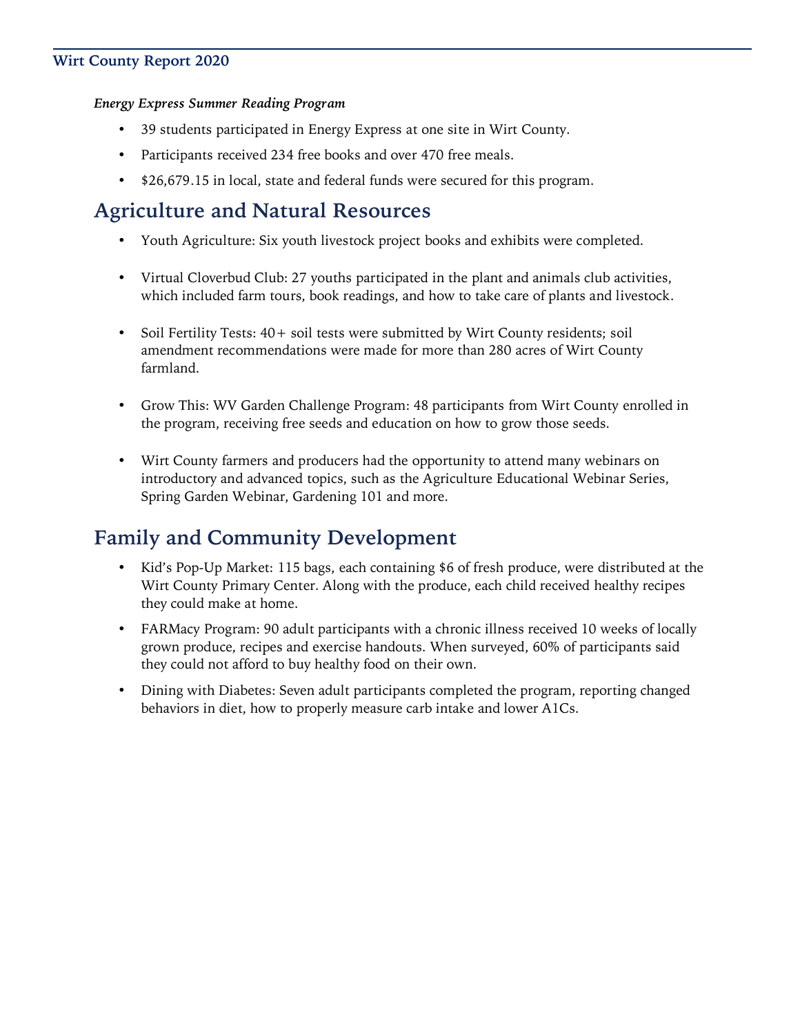*Energy Express Summer Reading Program*

- 39 students participated in Energy Express at one site in Wirt County.
- Participants received 234 free books and over 470 free meals.
- $26,679.15 in local, state and federal funds were secured for this program.

## Agriculture and Natural Resources

- Youth Agriculture: Six youth livestock project books and exhibits were completed.
- Virtual Cloverbud Club: 27 youths participated in the plant and animals club activities, which included farm tours, book readings, and how to take care of plants and livestock.
- Soil Fertility Tests: 40+ soil tests were submitted by Wirt County residents; soil amendment recommendations were made for more than 280 acres of Wirt County farmland.
- Grow This: WV Garden Challenge Program: 48 participants from Wirt County enrolled in the program, receiving free seeds and education on how to grow those seeds.
- Wirt County farmers and producers had the opportunity to attend many webinars on introductory and advanced topics, such as the Agriculture Educational Webinar Series, Spring Garden Webinar, Gardening 101 and more.

## Family and Community Development

- Kid's Pop-Up Market: 115 bags, each containing $6 of fresh produce, were distributed at the Wirt County Primary Center. Along with the produce, each child received healthy recipes they could make at home.
- FARMacy Program: 90 adult participants with a chronic illness received 10 weeks of locally grown produce, recipes and exercise handouts. When surveyed, 60% of participants said they could not afford to buy healthy food on their own.
- Dining with Diabetes: Seven adult participants completed the program, reporting changed behaviors in diet, how to properly measure carb intake and lower A1Cs.